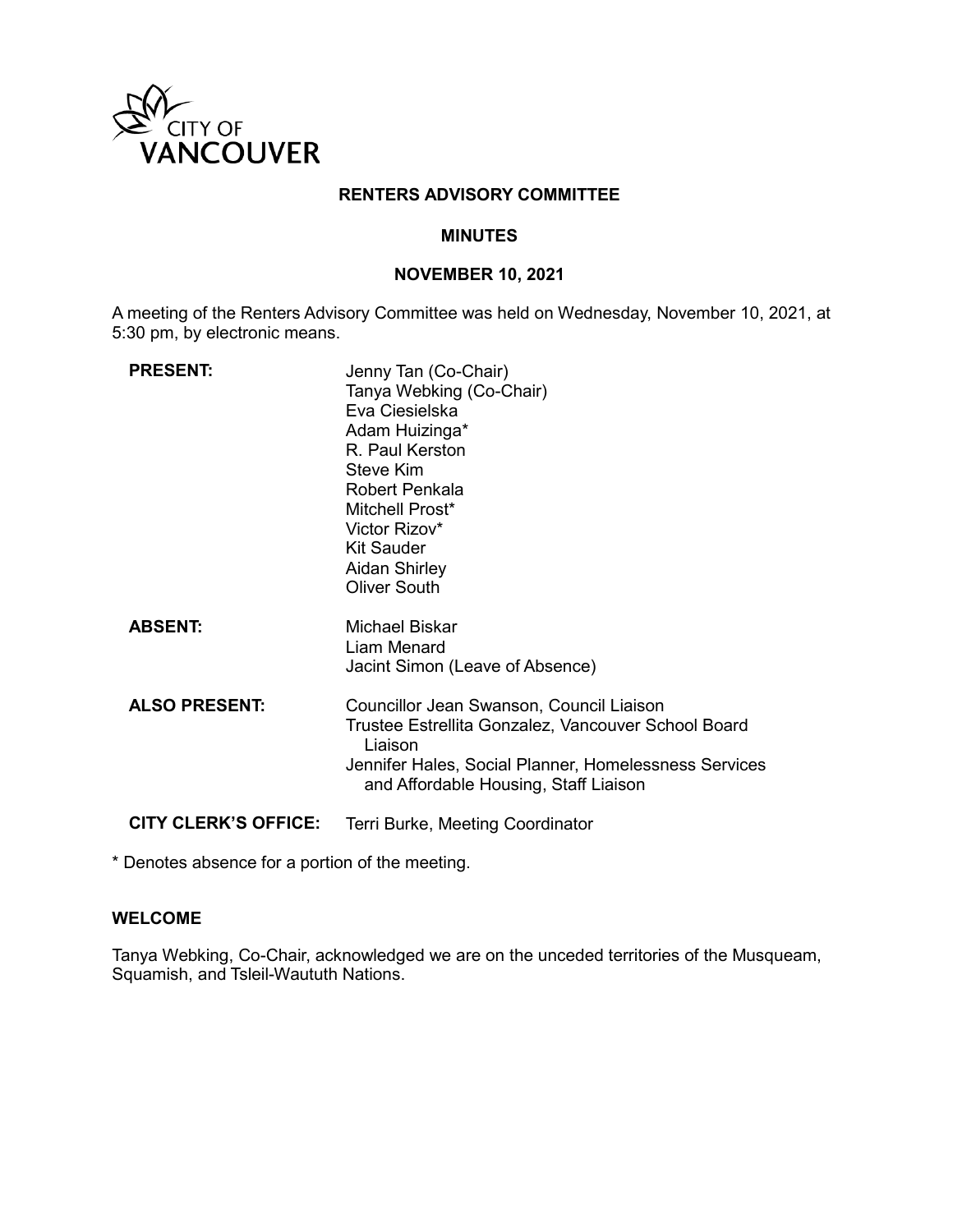CITY OF VANCOUVER

# RENTERS ADVISORY COMMITTEE

## MINUTES

## NOVEMBER 10, 2021

A meeting of the Renters Advisory Committee was held on Wednesday, November 10, 2021, at 5:30 pm, by electronic means.

| | |
|---|---|
| **PRESENT:** | Jenny Tan (Co-Chair)<br>Tanya Webking (Co-Chair)<br>Eva Ciesielska<br>Adam Huizinga*<br>R. Paul Kerston<br>Steve Kim<br>Robert Penkala<br>Mitchell Prost*<br>Victor Rizov*<br>Kit Sauder<br>Aidan Shirley<br>Oliver South |
| **ABSENT:** | Michael Biskar<br>Liam Menard<br>Jacint Simon (Leave of Absence) |
| **ALSO PRESENT:** | Councillor Jean Swanson, Council Liaison<br>Trustee Estrellita Gonzalez, Vancouver School Board Liaison<br>Jennifer Hales, Social Planner, Homelessness Services and Affordable Housing, Staff Liaison |
| **CITY CLERK'S OFFICE:** | Terri Burke, Meeting Coordinator |

* Denotes absence for a portion of the meeting.

### WELCOME

Tanya Webking, Co-Chair, acknowledged we are on the unceded territories of the Musqueam, Squamish, and Tsleil-Waututh Nations.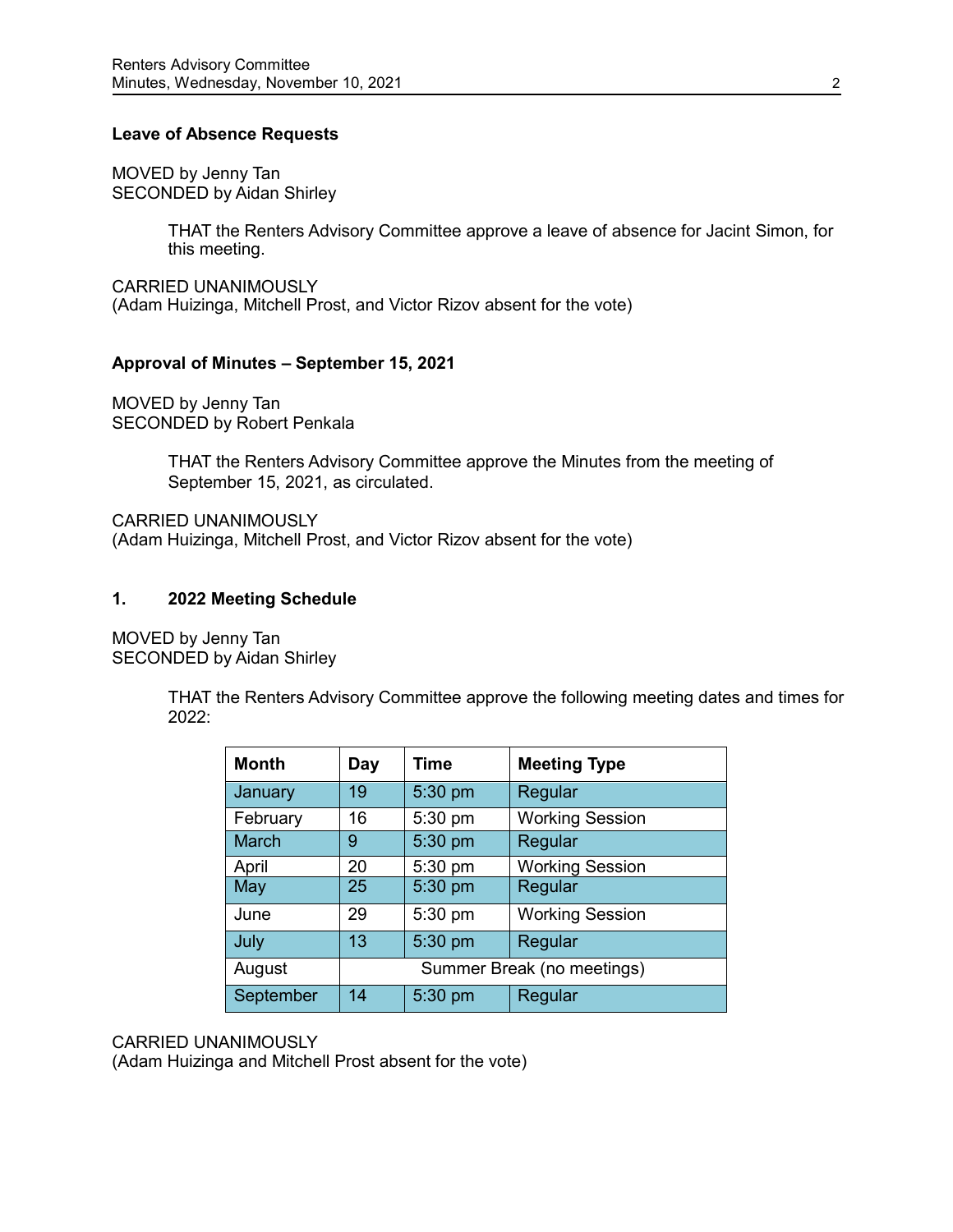**Leave of Absence Requests**

MOVED by Jenny Tan
SECONDED by Aidan Shirley

> THAT the Renters Advisory Committee approve a leave of absence for Jacint Simon, for this meeting.

CARRIED UNANIMOUSLY
(Adam Huizinga, Mitchell Prost, and Victor Rizov absent for the vote)

**Approval of Minutes – September 15, 2021**

MOVED by Jenny Tan
SECONDED by Robert Penkala

> THAT the Renters Advisory Committee approve the Minutes from the meeting of September 15, 2021, as circulated.

CARRIED UNANIMOUSLY
(Adam Huizinga, Mitchell Prost, and Victor Rizov absent for the vote)

**1. 2022 Meeting Schedule**

MOVED by Jenny Tan
SECONDED by Aidan Shirley

> THAT the Renters Advisory Committee approve the following meeting dates and times for 2022:

| Month | Day | Time | Meeting Type |
|---|---|---|---|
| January | 19 | 5:30 pm | Regular |
| February | 16 | 5:30 pm | Working Session |
| March | 9 | 5:30 pm | Regular |
| April | 20 | 5:30 pm | Working Session |
| May | 25 | 5:30 pm | Regular |
| June | 29 | 5:30 pm | Working Session |
| July | 13 | 5:30 pm | Regular |
| August | Summer Break (no meetings) | | |
| September | 14 | 5:30 pm | Regular |

CARRIED UNANIMOUSLY
(Adam Huizinga and Mitchell Prost absent for the vote)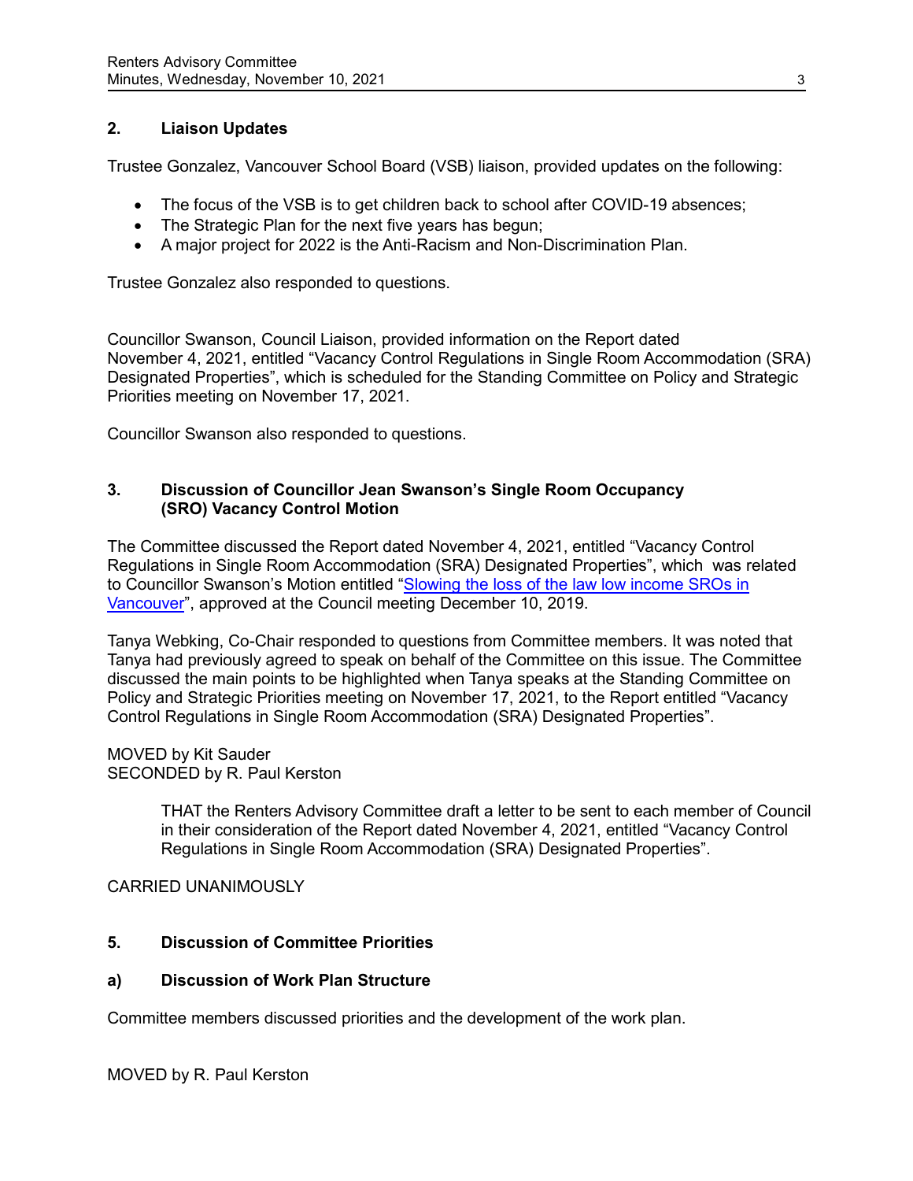## 2. Liaison Updates

Trustee Gonzalez, Vancouver School Board (VSB) liaison, provided updates on the following:

- The focus of the VSB is to get children back to school after COVID-19 absences;
- The Strategic Plan for the next five years has begun;
- A major project for 2022 is the Anti-Racism and Non-Discrimination Plan.

Trustee Gonzalez also responded to questions.

Councillor Swanson, Council Liaison, provided information on the Report dated November 4, 2021, entitled "Vacancy Control Regulations in Single Room Accommodation (SRA) Designated Properties", which is scheduled for the Standing Committee on Policy and Strategic Priorities meeting on November 17, 2021.

Councillor Swanson also responded to questions.

## 3. Discussion of Councillor Jean Swanson's Single Room Occupancy (SRO) Vacancy Control Motion

The Committee discussed the Report dated November 4, 2021, entitled "Vacancy Control Regulations in Single Room Accommodation (SRA) Designated Properties", which was related to Councillor Swanson's Motion entitled "Slowing the loss of the law low income SROs in Vancouver", approved at the Council meeting December 10, 2019.

Tanya Webking, Co-Chair responded to questions from Committee members. It was noted that Tanya had previously agreed to speak on behalf of the Committee on this issue. The Committee discussed the main points to be highlighted when Tanya speaks at the Standing Committee on Policy and Strategic Priorities meeting on November 17, 2021, to the Report entitled "Vacancy Control Regulations in Single Room Accommodation (SRA) Designated Properties".

MOVED by Kit Sauder
SECONDED by R. Paul Kerston

> THAT the Renters Advisory Committee draft a letter to be sent to each member of Council in their consideration of the Report dated November 4, 2021, entitled "Vacancy Control Regulations in Single Room Accommodation (SRA) Designated Properties".

CARRIED UNANIMOUSLY

## 5. Discussion of Committee Priorities

### a) Discussion of Work Plan Structure

Committee members discussed priorities and the development of the work plan.

MOVED by R. Paul Kerston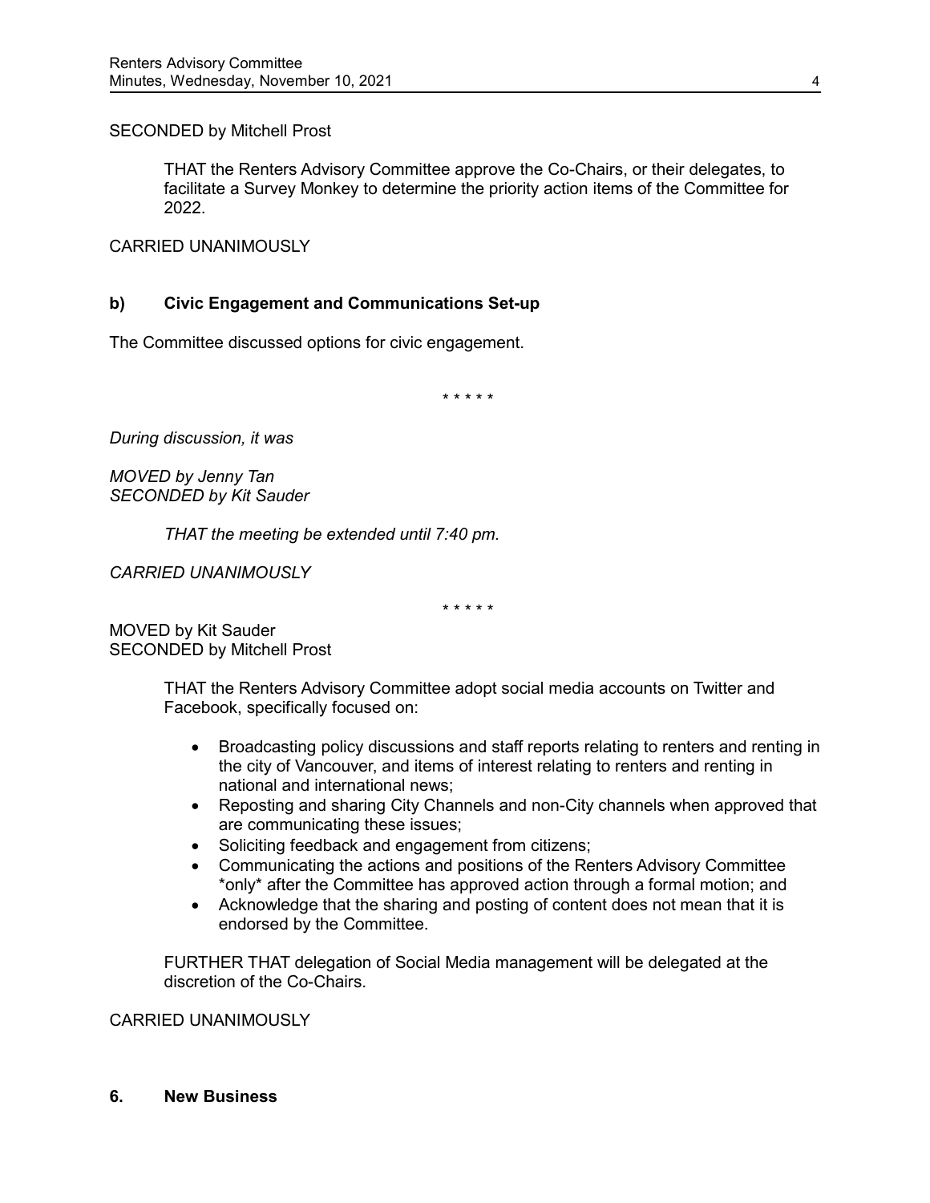SECONDED by Mitchell Prost

> THAT the Renters Advisory Committee approve the Co-Chairs, or their delegates, to facilitate a Survey Monkey to determine the priority action items of the Committee for 2022.

CARRIED UNANIMOUSLY

### b) Civic Engagement and Communications Set-up

The Committee discussed options for civic engagement.

\* \* \* \* \*

*During discussion, it was*

*MOVED by Jenny Tan*
*SECONDED by Kit Sauder*

> *THAT the meeting be extended until 7:40 pm.*

*CARRIED UNANIMOUSLY*

\* \* \* \* \*

MOVED by Kit Sauder
SECONDED by Mitchell Prost

> THAT the Renters Advisory Committee adopt social media accounts on Twitter and Facebook, specifically focused on:
>
> - Broadcasting policy discussions and staff reports relating to renters and renting in the city of Vancouver, and items of interest relating to renters and renting in national and international news;
> - Reposting and sharing City Channels and non-City channels when approved that are communicating these issues;
> - Soliciting feedback and engagement from citizens;
> - Communicating the actions and positions of the Renters Advisory Committee \*only\* after the Committee has approved action through a formal motion; and
> - Acknowledge that the sharing and posting of content does not mean that it is endorsed by the Committee.
>
> FURTHER THAT delegation of Social Media management will be delegated at the discretion of the Co-Chairs.

CARRIED UNANIMOUSLY

## 6. New Business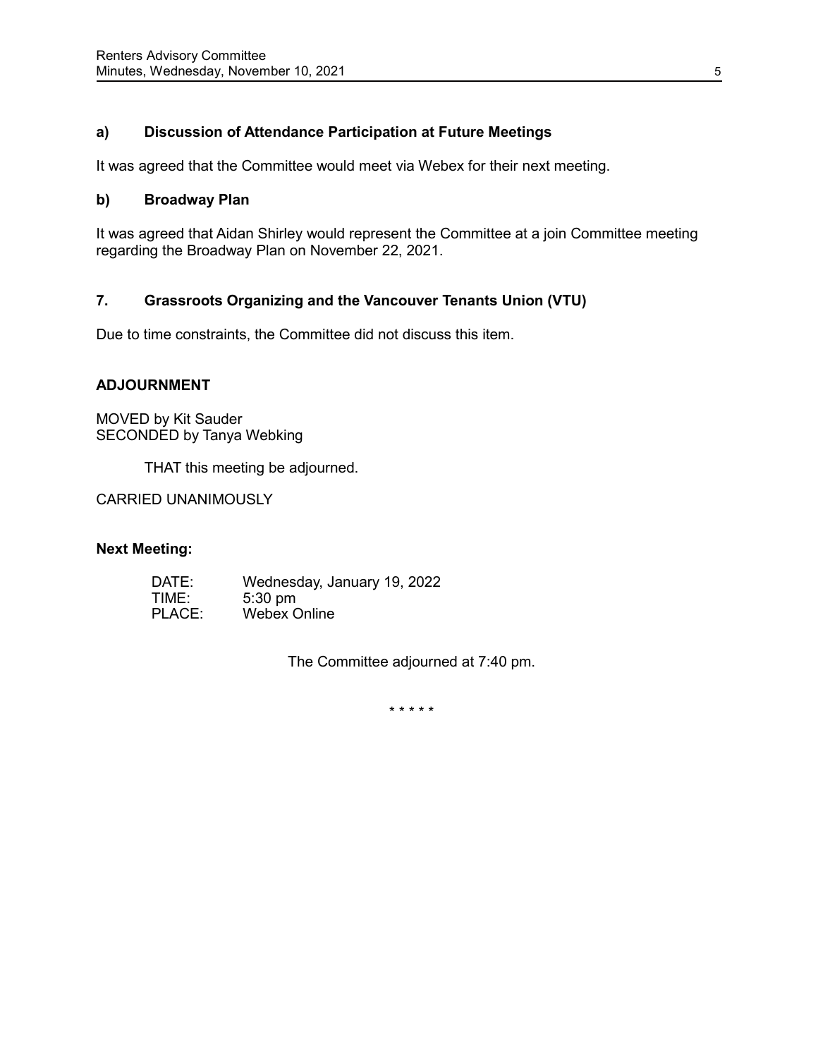### a) Discussion of Attendance Participation at Future Meetings

It was agreed that the Committee would meet via Webex for their next meeting.

### b) Broadway Plan

It was agreed that Aidan Shirley would represent the Committee at a join Committee meeting regarding the Broadway Plan on November 22, 2021.

## 7. Grassroots Organizing and the Vancouver Tenants Union (VTU)

Due to time constraints, the Committee did not discuss this item.

## ADJOURNMENT

MOVED by Kit Sauder
SECONDED by Tanya Webking

> THAT this meeting be adjourned.

CARRIED UNANIMOUSLY

**Next Meeting:**

| | |
|---|---|
| DATE: | Wednesday, January 19, 2022 |
| TIME: | 5:30 pm |
| PLACE: | Webex Online |

The Committee adjourned at 7:40 pm.

* * * * *